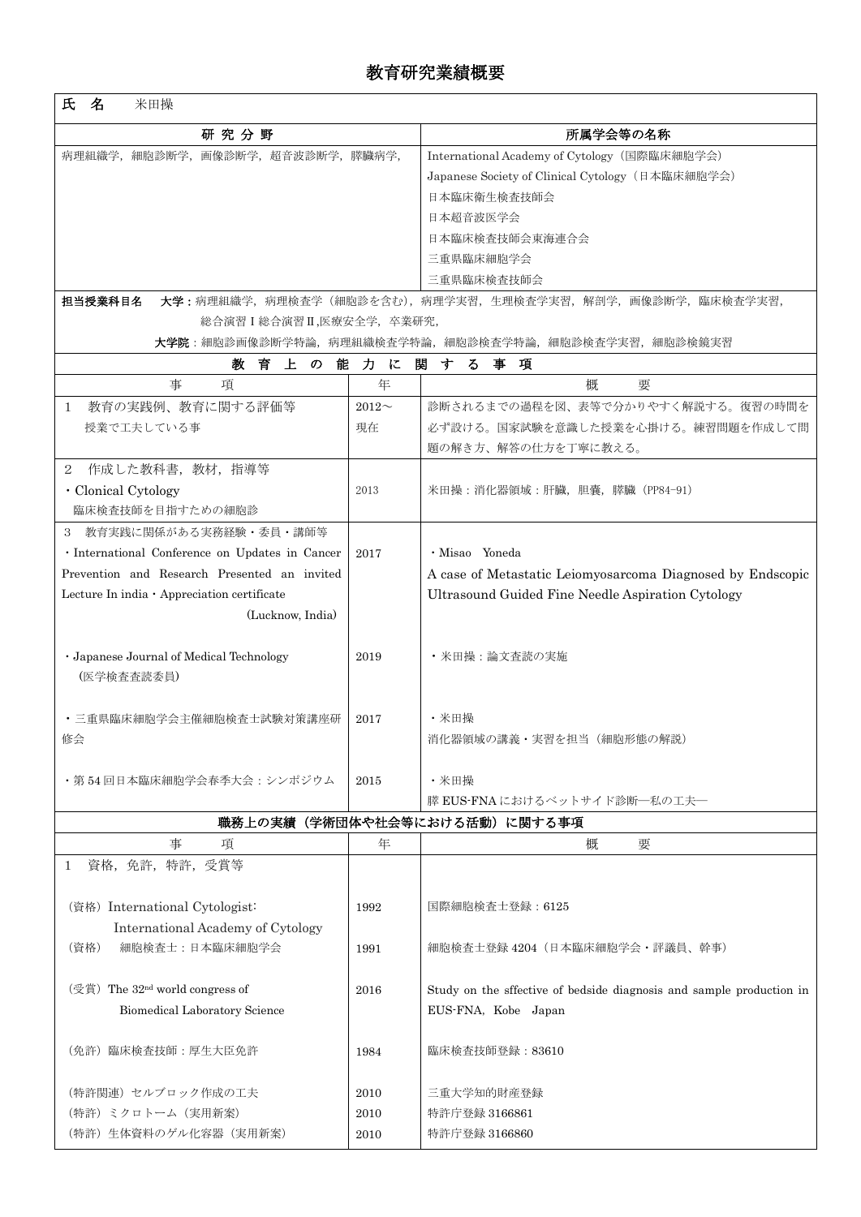# 教育研究業績概要

**氏　名**　　米田操

| 研 究 分 野 | 所属学会等の名称 |
|---|---|
| 病理組織学，細胞診断学，画像診断学，超音波診断学，膵臓病学， | International Academy of Cytology（国際臨床細胞学会）<br>Japanese Society of Clinical Cytology（日本臨床細胞学会）<br>日本臨床衛生検査技師会<br>日本超音波医学会<br>日本臨床検査技師会東海連合会<br>三重県臨床細胞学会<br>三重県臨床検査技師会 |

**担当授業科目名**　**大学：**病理組織学，病理検査学（細胞診を含む），病理学実習，生理検査学実習，解剖学，画像診断学，臨床検査学実習，総合演習Ⅰ総合演習Ⅱ,医療安全学，卒業研究，

**大学院**：細胞診画像診断学特論，病理組織検査学特論，細胞診検査学特論，細胞診検査学実習，細胞診検鏡実習

## 教育上の能力に関する事項

| 事　　項 | 年 | 概　　要 |
|---|---|---|
| 1　教育の実践例、教育に関する評価等<br>授業で工夫している事 | 2012～<br>現在 | 診断されるまでの過程を図、表等で分かりやすく解説する。復習の時間を必ず設ける。国家試験を意識した授業を心掛ける。練習問題を作成して問題の解き方、解答の仕方を丁寧に教える。 |
| 2　作成した教科書，教材，指導等<br>・Clonical Cytology<br>臨床検査技師を目指すための細胞診 | 2013 | 米田操：消化器領域：肝臓，胆嚢，膵臓（PP84-91） |
| 3　教育実践に関係がある実務経験・委員・講師等<br>・International Conference on Updates in Cancer Prevention and Research Presented an invited Lecture In india・Appreciation certificate (Lucknow, India) | 2017 | ・Misao　Yoneda<br>A case of Metastatic Leiomyosarcoma Diagnosed by Endscopic Ultrasound Guided Fine Needle Aspiration Cytology |
| ・Japanese Journal of Medical Technology（医学検査査読委員） | 2019 | ・米田操：論文査読の実施 |
| ・三重県臨床細胞学会主催細胞検査士試験対策講座研修会 | 2017 | ・米田操<br>消化器領域の講義・実習を担当（細胞形態の解説） |
| ・第 54 回日本臨床細胞学会春季大会：シンポジウム | 2015 | ・米田操<br>膵 EUS-FNA におけるベットサイド診断―私の工夫― |

## 職務上の実績（学術団体や社会等における活動）に関する事項

| 事　　項 | 年 | 概　　要 |
|---|---|---|
| 1　資格，免許，特許，受賞等 | | |
| （資格）International Cytologist:<br>International Academy of Cytology | 1992 | 国際細胞検査士登録：6125 |
| （資格）　細胞検査士：日本臨床細胞学会 | 1991 | 細胞検査士登録 4204（日本臨床細胞学会・評議員、幹事） |
| （受賞）The 32nd world congress of Biomedical Laboratory Science | 2016 | Study on the sffective of bedside diagnosis and sample production in EUS-FNA, Kobe　Japan |
| （免許）臨床検査技師：厚生大臣免許 | 1984 | 臨床検査技師登録：83610 |
| （特許関連）セルブロック作成の工夫 | 2010 | 三重大学知的財産登録 |
| （特許）ミクロトーム（実用新案） | 2010 | 特許庁登録 3166861 |
| （特許）生体資料のゲル化容器（実用新案） | 2010 | 特許庁登録 3166860 |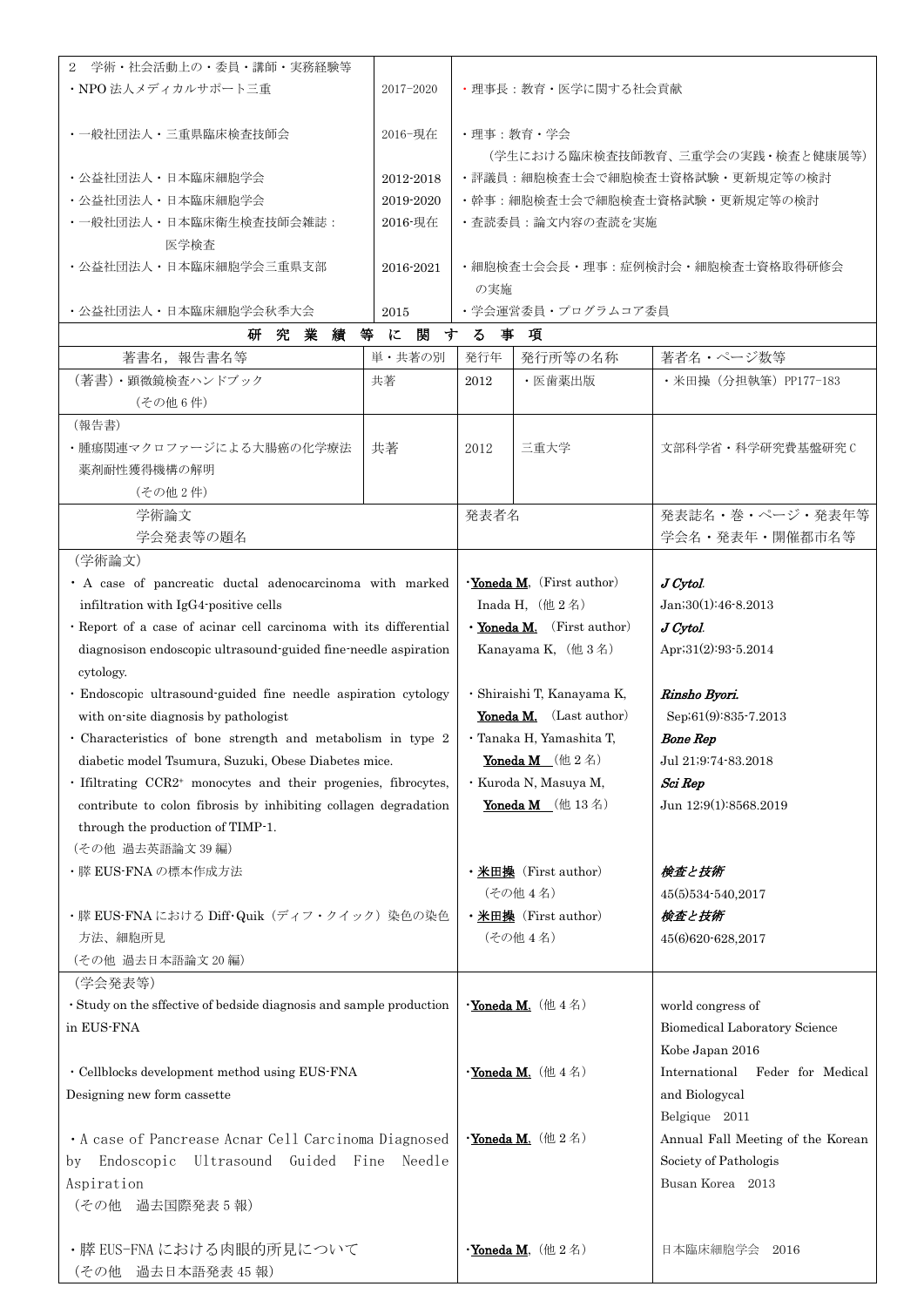| 2　学術・社会活動上の・委員・講師・実務経験等 | | |
|---|---|---|
| ・NPO 法人メディカルサポート三重 | 2017-2020 | ・理事長：教育・医学に関する社会貢献 |
| ・一般社団法人・三重県臨床検査技師会 | 2016-現在 | ・理事：教育・学会<br>（学生における臨床検査技師教育、三重学会の実践・検査と健康展等） |
| ・公益社団法人・日本臨床細胞学会 | 2012-2018 | ・評議員：細胞検査士会で細胞検査士資格試験・更新規定等の検討 |
| ・公益社団法人・日本臨床細胞学会 | 2019-2020 | ・幹事：細胞検査士会で細胞検査士資格試験・更新規定等の検討 |
| ・一般社団法人・日本臨床衛生検査技師会雑誌：<br>医学検査 | 2016-現在 | ・査読委員：論文内容の査読を実施 |
| ・公益社団法人・日本臨床細胞学会三重県支部 | 2016-2021 | ・細胞検査士会会長・理事：症例検討会・細胞検査士資格取得研修会の実施 |
| ・公益社団法人・日本臨床細胞学会秋季大会 | 2015 | ・学会運営委員・プログラムコア委員 |

## 研究業績等に関する事項

| 著書名，報告書名等 | 単・共著の別 | 発行年 | 発行所等の名称 | 著者名・ページ数等 |
|---|---|---|---|---|
| （著書）・顕微鏡検査ハンドブック<br>（その他 6 件） | 共著 | 2012 | ・医歯薬出版 | ・米田操（分担執筆）PP177-183 |
| （報告書）<br>・腫瘍関連マクロファージによる大腸癌の化学療法薬剤耐性獲得機構の解明<br>（その他 2 件） | 共著 | 2012 | 三重大学 | 文部科学省・科学研究費基盤研究 C |

| 学術論文<br>学会発表等の題名 | 発表者名 | 発表誌名・巻・ページ・発表年等<br>学会名・発表年・開催都市名等 |
|---|---|---|
| （学術論文） | | |
| ・A case of pancreatic ductal adenocarcinoma with marked infiltration with IgG4-positive cells | ・**Yoneda M**,（First author）<br>Inada H,（他 2 名） | *J Cytol.*<br>Jan;30(1):46-8.2013 |
| ・Report of a case of acinar cell carcinoma with its differential diagnosison endoscopic ultrasound-guided fine-needle aspiration cytology. | ・**Yoneda M.**（First author）<br>Kanayama K,（他 3 名） | *J Cytol.*<br>Apr;31(2):93-5.2014 |
| ・Endoscopic ultrasound-guided fine needle aspiration cytology with on-site diagnosis by pathologist | ・Shiraishi T, Kanayama K,<br>**Yoneda M.**（Last author） | *Rinsho Byori.*<br>Sep;61(9):835-7.2013 |
| ・Characteristics of bone strength and metabolism in type 2 diabetic model Tsumura, Suzuki, Obese Diabetes mice. | ・Tanaka H, Yamashita T,<br>**Yoneda M**（他 2 名） | *Bone Rep*<br>Jul 21;9:74-83.2018 |
| ・Ifiltrating CCR2+ monocytes and their progenies, fibrocytes, contribute to colon fibrosis by inhibiting collagen degradation through the production of TIMP-1.<br>（その他 過去英語論文 39 編） | ・Kuroda N, Masuya M,<br>**Yoneda M**（他 13 名） | *Sci Rep*<br>Jun 12;9(1):8568.2019 |
| ・膵 EUS-FNA の標本作成方法 | ・**米田操**（First author）<br>（その他 4 名） | *検査と技術*<br>45(5)534-540,2017 |
| ・膵 EUS-FNA における Diff･Quik（ディフ・クイック）染色の染色方法、細胞所見<br>（その他 過去日本語論文 20 編） | ・**米田操**（First author）<br>（その他 4 名） | *検査と技術*<br>45(6)620-628,2017 |
| （学会発表等） | | |
| ・Study on the sffective of bedside diagnosis and sample production in EUS-FNA | ・**Yoneda M.**（他 4 名） | world congress of Biomedical Laboratory Science Kobe Japan 2016 |
| ・Cellblocks development method using EUS-FNA Designing new form cassette | ・**Yoneda M.**（他 4 名） | International Feder for Medical and Biologycal<br>Belgique 2011 |
| ・A case of Pancrease Acnar Cell Carcinoma Diagnosed by Endoscopic Ultrasound Guided Fine Needle Aspiration<br>（その他 過去国際発表 5 報） | ・**Yoneda M.**（他 2 名） | Annual Fall Meeting of the Korean Society of Pathologis<br>Busan Korea 2013 |
| ・膵 EUS-FNA における肉眼的所見について<br>（その他 過去日本語発表 45 報） | ・**Yoneda M**,（他 2 名） | 日本臨床細胞学会 2016 |